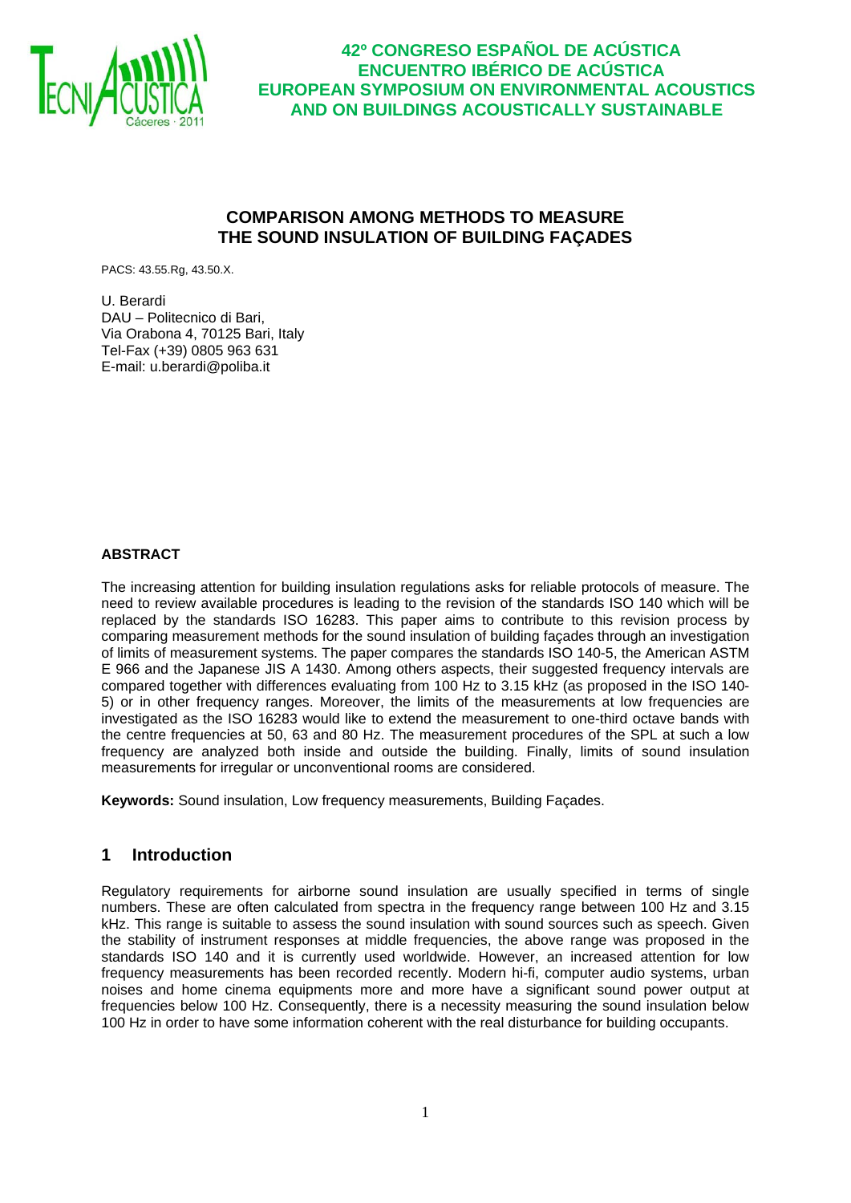# COMPARISON AMONG METHODS TO MEASURE THE SOUND INSULATION OF BUILDING FAÇADES

PACS: 43.55.Rg, 43.50.X.

U. Berardi
DAU – Politecnico di Bari,
Via Orabona 4, 70125 Bari, Italy
Tel-Fax (+39) 0805 963 631
E-mail: u.berardi@poliba.it

**ABSTRACT**

The increasing attention for building insulation regulations asks for reliable protocols of measure. The need to review available procedures is leading to the revision of the standards ISO 140 which will be replaced by the standards ISO 16283. This paper aims to contribute to this revision process by comparing measurement methods for the sound insulation of building façades through an investigation of limits of measurement systems. The paper compares the standards ISO 140-5, the American ASTM E 966 and the Japanese JIS A 1430. Among others aspects, their suggested frequency intervals are compared together with differences evaluating from 100 Hz to 3.15 kHz (as proposed in the ISO 140-5) or in other frequency ranges. Moreover, the limits of the measurements at low frequencies are investigated as the ISO 16283 would like to extend the measurement to one-third octave bands with the centre frequencies at 50, 63 and 80 Hz. The measurement procedures of the SPL at such a low frequency are analyzed both inside and outside the building. Finally, limits of sound insulation measurements for irregular or unconventional rooms are considered.

**Keywords:** Sound insulation, Low frequency measurements, Building Façades.

## 1 Introduction

Regulatory requirements for airborne sound insulation are usually specified in terms of single numbers. These are often calculated from spectra in the frequency range between 100 Hz and 3.15 kHz. This range is suitable to assess the sound insulation with sound sources such as speech. Given the stability of instrument responses at middle frequencies, the above range was proposed in the standards ISO 140 and it is currently used worldwide. However, an increased attention for low frequency measurements has been recorded recently. Modern hi-fi, computer audio systems, urban noises and home cinema equipments more and more have a significant sound power output at frequencies below 100 Hz. Consequently, there is a necessity measuring the sound insulation below 100 Hz in order to have some information coherent with the real disturbance for building occupants.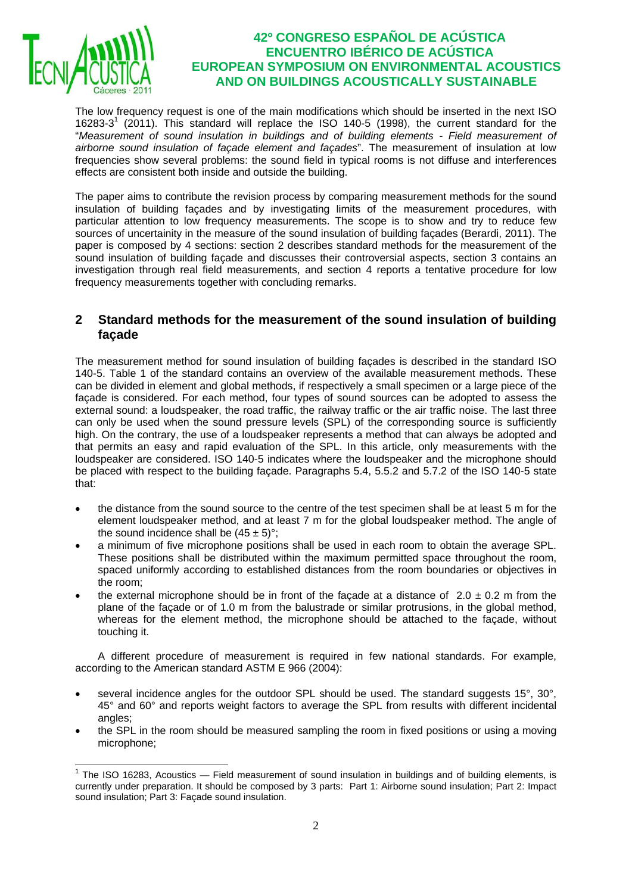The low frequency request is one of the main modifications which should be inserted in the next ISO 16283-3[1] (2011). This standard will replace the ISO 140-5 (1998), the current standard for the "*Measurement of sound insulation in buildings and of building elements - Field measurement of airborne sound insulation of façade element and façades*". The measurement of insulation at low frequencies show several problems: the sound field in typical rooms is not diffuse and interferences effects are consistent both inside and outside the building.

The paper aims to contribute the revision process by comparing measurement methods for the sound insulation of building façades and by investigating limits of the measurement procedures, with particular attention to low frequency measurements. The scope is to show and try to reduce few sources of uncertainity in the measure of the sound insulation of building façades (Berardi, 2011). The paper is composed by 4 sections: section 2 describes standard methods for the measurement of the sound insulation of building façade and discusses their controversial aspects, section 3 contains an investigation through real field measurements, and section 4 reports a tentative procedure for low frequency measurements together with concluding remarks.

## 2 Standard methods for the measurement of the sound insulation of building façade

The measurement method for sound insulation of building façades is described in the standard ISO 140-5. Table 1 of the standard contains an overview of the available measurement methods. These can be divided in element and global methods, if respectively a small specimen or a large piece of the façade is considered. For each method, four types of sound sources can be adopted to assess the external sound: a loudspeaker, the road traffic, the railway traffic or the air traffic noise. The last three can only be used when the sound pressure levels (SPL) of the corresponding source is sufficiently high. On the contrary, the use of a loudspeaker represents a method that can always be adopted and that permits an easy and rapid evaluation of the SPL. In this article, only measurements with the loudspeaker are considered. ISO 140-5 indicates where the loudspeaker and the microphone should be placed with respect to the building façade. Paragraphs 5.4, 5.5.2 and 5.7.2 of the ISO 140-5 state that:

- the distance from the sound source to the centre of the test specimen shall be at least 5 m for the element loudspeaker method, and at least 7 m for the global loudspeaker method. The angle of the sound incidence shall be $(45 \pm 5)°$;
- a minimum of five microphone positions shall be used in each room to obtain the average SPL. These positions shall be distributed within the maximum permitted space throughout the room, spaced uniformly according to established distances from the room boundaries or objectives in the room;
- the external microphone should be in front of the façade at a distance of $2.0 \pm 0.2$ m from the plane of the façade or of 1.0 m from the balustrade or similar protrusions, in the global method, whereas for the element method, the microphone should be attached to the façade, without touching it.

A different procedure of measurement is required in few national standards. For example, according to the American standard ASTM E 966 (2004):

- several incidence angles for the outdoor SPL should be used. The standard suggests 15°, 30°, 45° and 60° and reports weight factors to average the SPL from results with different incidental angles;
- the SPL in the room should be measured sampling the room in fixed positions or using a moving microphone;

[1] The ISO 16283, Acoustics — Field measurement of sound insulation in buildings and of building elements, is currently under preparation. It should be composed by 3 parts: Part 1: Airborne sound insulation; Part 2: Impact sound insulation; Part 3: Façade sound insulation.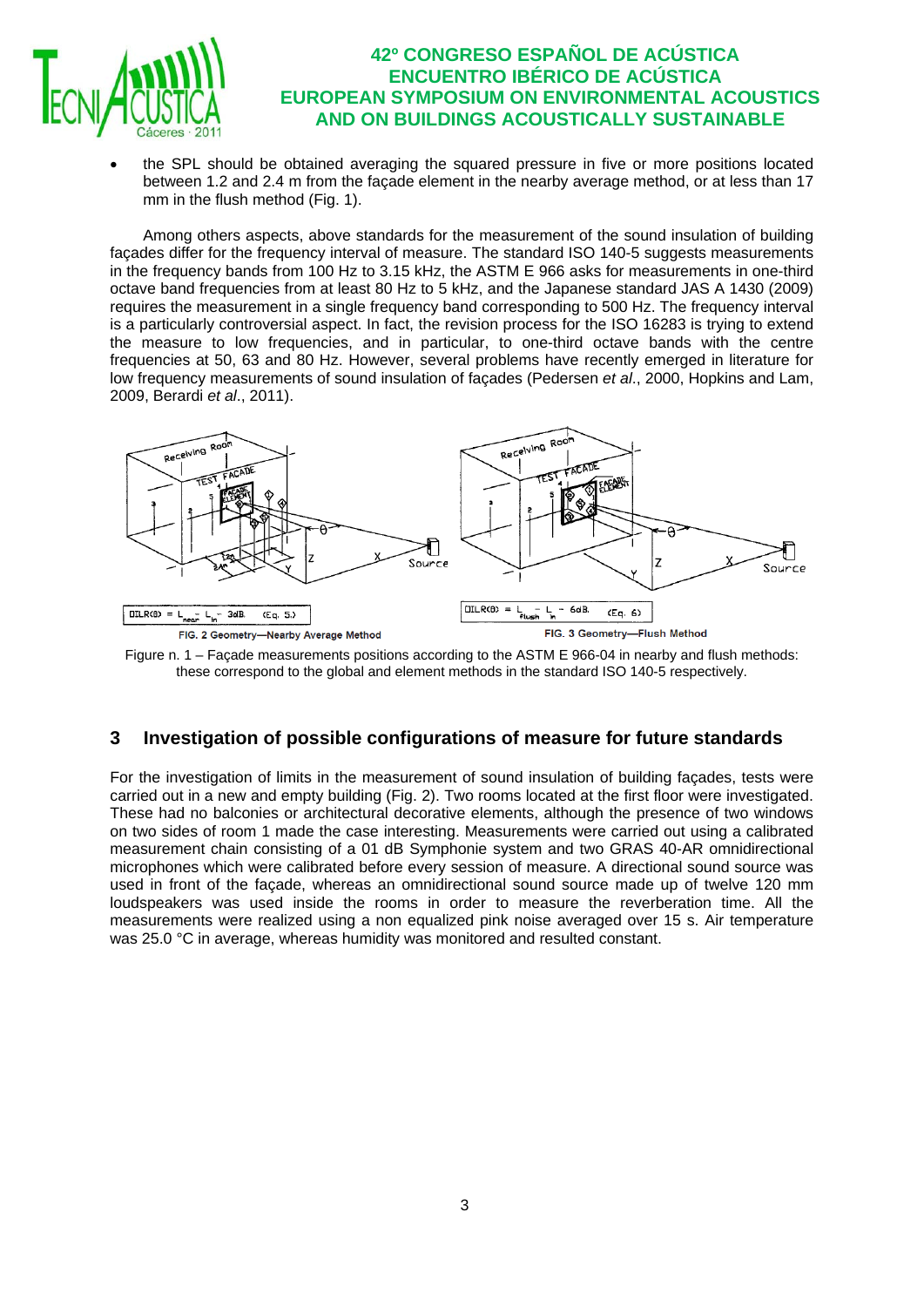- the SPL should be obtained averaging the squared pressure in five or more positions located between 1.2 and 2.4 m from the façade element in the nearby average method, or at less than 17 mm in the flush method (Fig. 1).

Among others aspects, above standards for the measurement of the sound insulation of building façades differ for the frequency interval of measure. The standard ISO 140-5 suggests measurements in the frequency bands from 100 Hz to 3.15 kHz, the ASTM E 966 asks for measurements in one-third octave band frequencies from at least 80 Hz to 5 kHz, and the Japanese standard JAS A 1430 (2009) requires the measurement in a single frequency band corresponding to 500 Hz. The frequency interval is a particularly controversial aspect. In fact, the revision process for the ISO 16283 is trying to extend the measure to low frequencies, and in particular, to one-third octave bands with the centre frequencies at 50, 63 and 80 Hz. However, several problems have recently emerged in literature for low frequency measurements of sound insulation of façades (Pedersen *et al*., 2000, Hopkins and Lam, 2009, Berardi *et al*., 2011).

$$OILR(\theta) = L_{near} - L_{in} - 3dB \quad \text{(Eq. 5.)}$$

FIG. 2 Geometry—Nearby Average Method

$$OILR(\theta) = L_{flush} - L_{in} - 6dB \quad \text{(Eq. 6)}$$

FIG. 3 Geometry—Flush Method

Figure n. 1 – Façade measurements positions according to the ASTM E 966-04 in nearby and flush methods: these correspond to the global and element methods in the standard ISO 140-5 respectively.

## 3 Investigation of possible configurations of measure for future standards

For the investigation of limits in the measurement of sound insulation of building façades, tests were carried out in a new and empty building (Fig. 2). Two rooms located at the first floor were investigated. These had no balconies or architectural decorative elements, although the presence of two windows on two sides of room 1 made the case interesting. Measurements were carried out using a calibrated measurement chain consisting of a 01 dB Symphonie system and two GRAS 40-AR omnidirectional microphones which were calibrated before every session of measure. A directional sound source was used in front of the façade, whereas an omnidirectional sound source made up of twelve 120 mm loudspeakers was used inside the rooms in order to measure the reverberation time. All the measurements were realized using a non equalized pink noise averaged over 15 s. Air temperature was 25.0 °C in average, whereas humidity was monitored and resulted constant.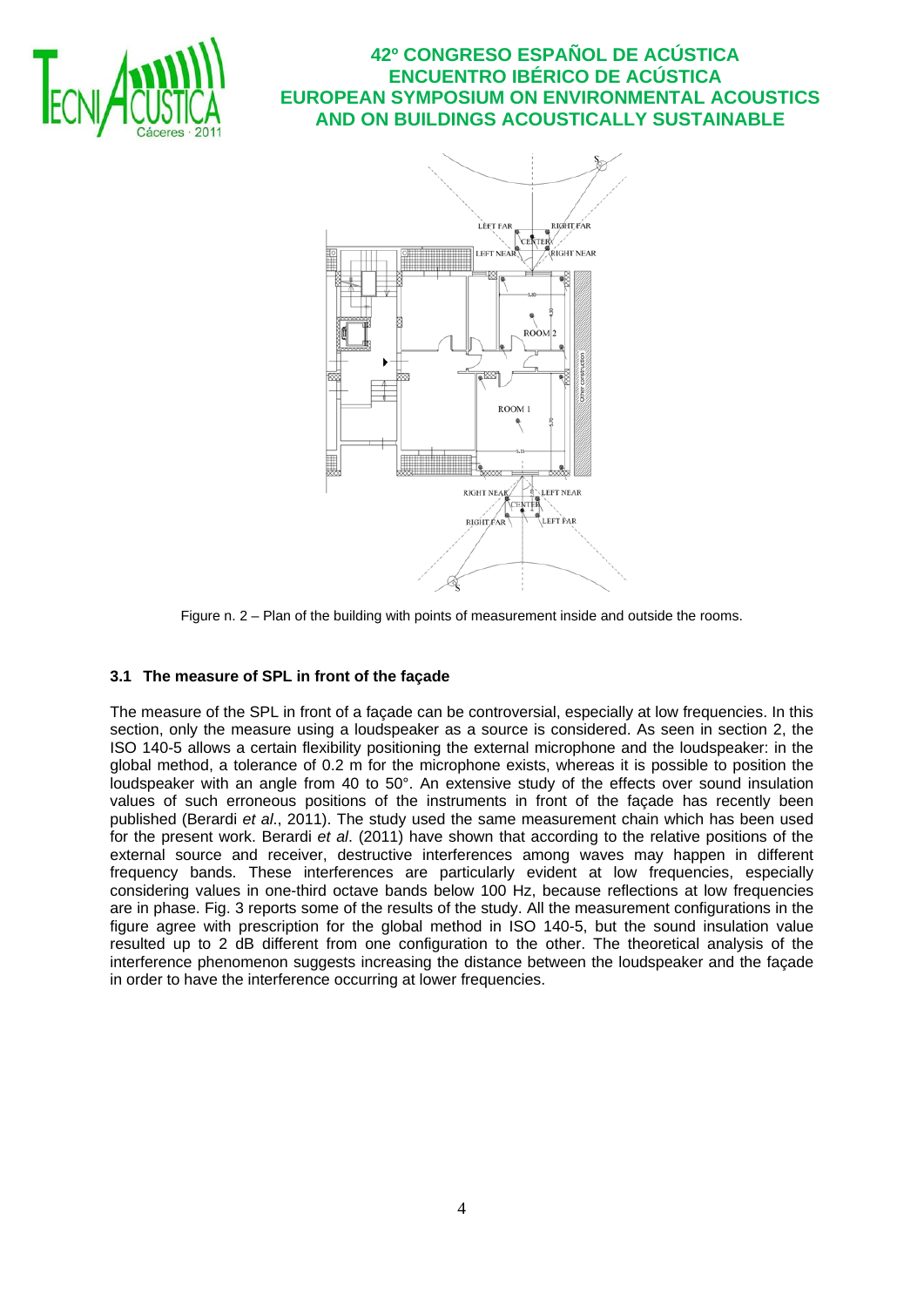Figure n. 2 – Plan of the building with points of measurement inside and outside the rooms.

### 3.1 The measure of SPL in front of the façade

The measure of the SPL in front of a façade can be controversial, especially at low frequencies. In this section, only the measure using a loudspeaker as a source is considered. As seen in section 2, the ISO 140-5 allows a certain flexibility positioning the external microphone and the loudspeaker: in the global method, a tolerance of 0.2 m for the microphone exists, whereas it is possible to position the loudspeaker with an angle from 40 to 50°. An extensive study of the effects over sound insulation values of such erroneous positions of the instruments in front of the façade has recently been published (Berardi *et al*., 2011). The study used the same measurement chain which has been used for the present work. Berardi *et al*. (2011) have shown that according to the relative positions of the external source and receiver, destructive interferences among waves may happen in different frequency bands. These interferences are particularly evident at low frequencies, especially considering values in one-third octave bands below 100 Hz, because reflections at low frequencies are in phase. Fig. 3 reports some of the results of the study. All the measurement configurations in the figure agree with prescription for the global method in ISO 140-5, but the sound insulation value resulted up to 2 dB different from one configuration to the other. The theoretical analysis of the interference phenomenon suggests increasing the distance between the loudspeaker and the façade in order to have the interference occurring at lower frequencies.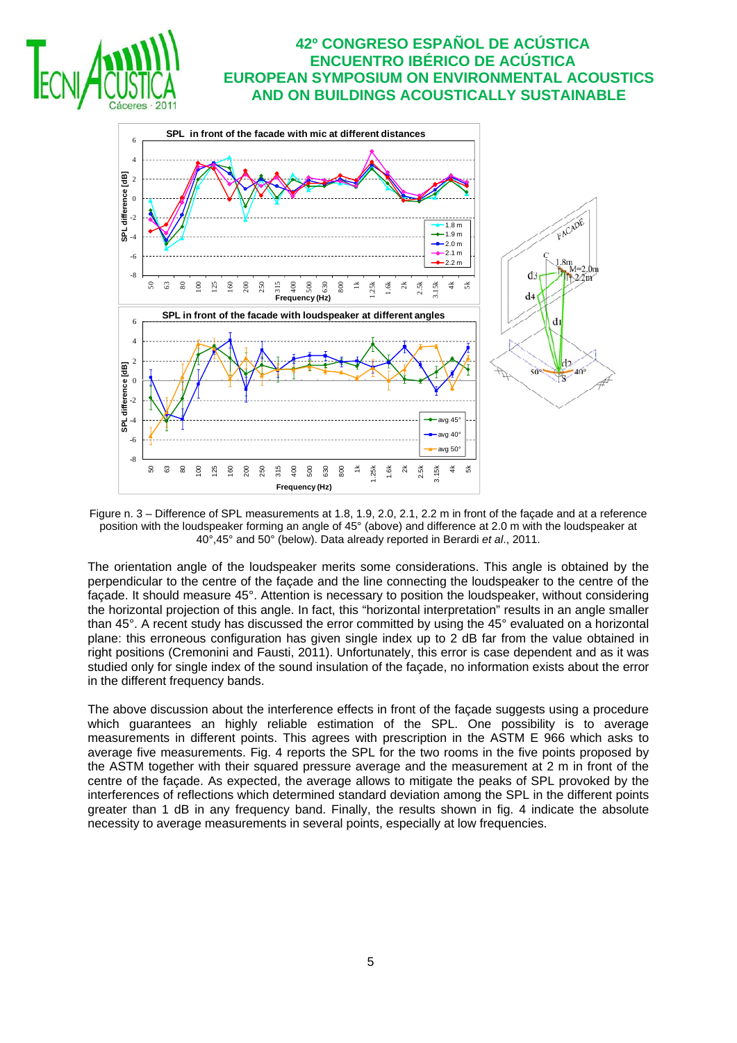Figure n. 3 – Difference of SPL measurements at 1.8, 1.9, 2.0, 2.1, 2.2 m in front of the façade and at a reference position with the loudspeaker forming an angle of 45° (above) and difference at 2.0 m with the loudspeaker at 40°,45° and 50° (below). Data already reported in Berardi *et al.*, 2011.

The orientation angle of the loudspeaker merits some considerations. This angle is obtained by the perpendicular to the centre of the façade and the line connecting the loudspeaker to the centre of the façade. It should measure 45°. Attention is necessary to position the loudspeaker, without considering the horizontal projection of this angle. In fact, this "horizontal interpretation" results in an angle smaller than 45°. A recent study has discussed the error committed by using the 45° evaluated on a horizontal plane: this erroneous configuration has given single index up to 2 dB far from the value obtained in right positions (Cremonini and Fausti, 2011). Unfortunately, this error is case dependent and as it was studied only for single index of the sound insulation of the façade, no information exists about the error in the different frequency bands.

The above discussion about the interference effects in front of the façade suggests using a procedure which guarantees an highly reliable estimation of the SPL. One possibility is to average measurements in different points. This agrees with prescription in the ASTM E 966 which asks to average five measurements. Fig. 4 reports the SPL for the two rooms in the five points proposed by the ASTM together with their squared pressure average and the measurement at 2 m in front of the centre of the façade. As expected, the average allows to mitigate the peaks of SPL provoked by the interferences of reflections which determined standard deviation among the SPL in the different points greater than 1 dB in any frequency band. Finally, the results shown in fig. 4 indicate the absolute necessity to average measurements in several points, especially at low frequencies.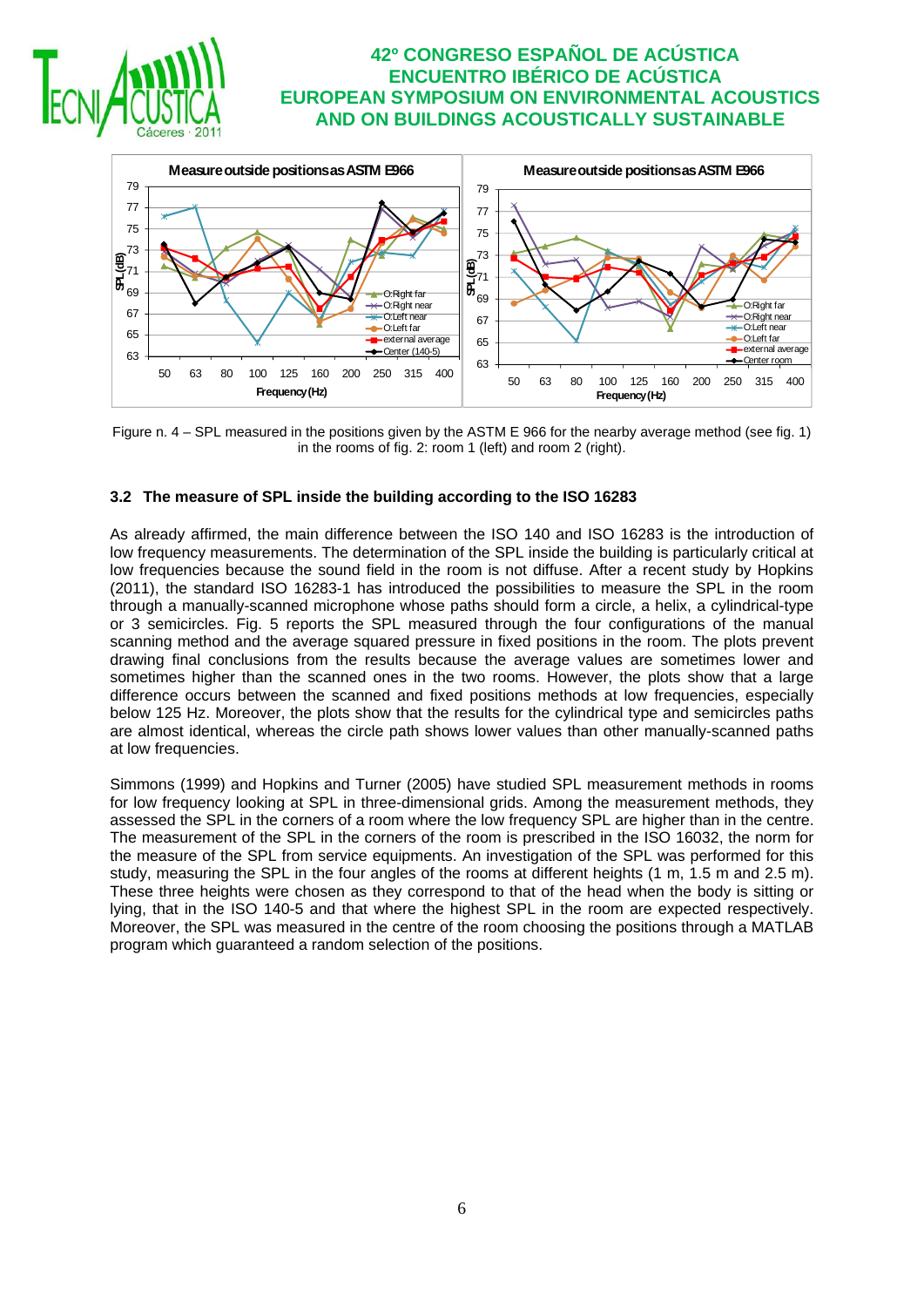Figure n. 4 – SPL measured in the positions given by the ASTM E 966 for the nearby average method (see fig. 1) in the rooms of fig. 2: room 1 (left) and room 2 (right).

### 3.2 The measure of SPL inside the building according to the ISO 16283

As already affirmed, the main difference between the ISO 140 and ISO 16283 is the introduction of low frequency measurements. The determination of the SPL inside the building is particularly critical at low frequencies because the sound field in the room is not diffuse. After a recent study by Hopkins (2011), the standard ISO 16283-1 has introduced the possibilities to measure the SPL in the room through a manually-scanned microphone whose paths should form a circle, a helix, a cylindrical-type or 3 semicircles. Fig. 5 reports the SPL measured through the four configurations of the manual scanning method and the average squared pressure in fixed positions in the room. The plots prevent drawing final conclusions from the results because the average values are sometimes lower and sometimes higher than the scanned ones in the two rooms. However, the plots show that a large difference occurs between the scanned and fixed positions methods at low frequencies, especially below 125 Hz. Moreover, the plots show that the results for the cylindrical type and semicircles paths are almost identical, whereas the circle path shows lower values than other manually-scanned paths at low frequencies.

Simmons (1999) and Hopkins and Turner (2005) have studied SPL measurement methods in rooms for low frequency looking at SPL in three-dimensional grids. Among the measurement methods, they assessed the SPL in the corners of a room where the low frequency SPL are higher than in the centre. The measurement of the SPL in the corners of the room is prescribed in the ISO 16032, the norm for the measure of the SPL from service equipments. An investigation of the SPL was performed for this study, measuring the SPL in the four angles of the rooms at different heights (1 m, 1.5 m and 2.5 m). These three heights were chosen as they correspond to that of the head when the body is sitting or lying, that in the ISO 140-5 and that where the highest SPL in the room are expected respectively. Moreover, the SPL was measured in the centre of the room choosing the positions through a MATLAB program which guaranteed a random selection of the positions.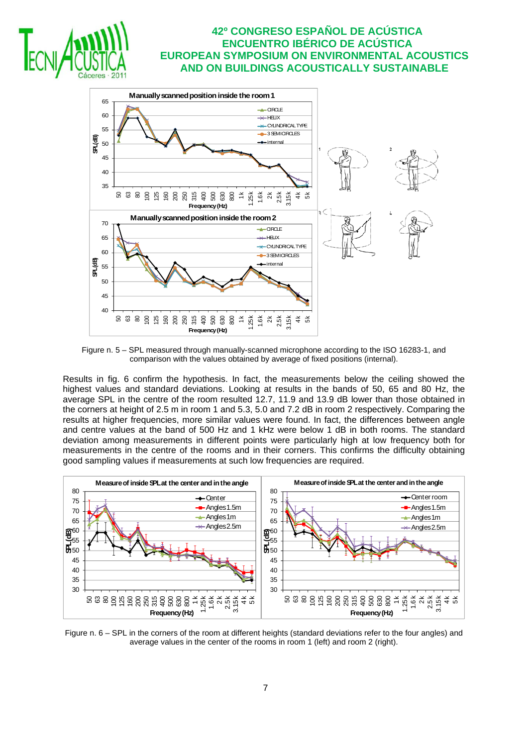Figure n. 5 – SPL measured through manually-scanned microphone according to the ISO 16283-1, and comparison with the values obtained by average of fixed positions (internal).

Results in fig. 6 confirm the hypothesis. In fact, the measurements below the ceiling showed the highest values and standard deviations. Looking at results in the bands of 50, 65 and 80 Hz, the average SPL in the centre of the room resulted 12.7, 11.9 and 13.9 dB lower than those obtained in the corners at height of 2.5 m in room 1 and 5.3, 5.0 and 7.2 dB in room 2 respectively. Comparing the results at higher frequencies, more similar values were found. In fact, the differences between angle and centre values at the band of 500 Hz and 1 kHz were below 1 dB in both rooms. The standard deviation among measurements in different points were particularly high at low frequency both for measurements in the centre of the rooms and in their corners. This confirms the difficulty obtaining good sampling values if measurements at such low frequencies are required.

Figure n. 6 – SPL in the corners of the room at different heights (standard deviations refer to the four angles) and average values in the center of the rooms in room 1 (left) and room 2 (right).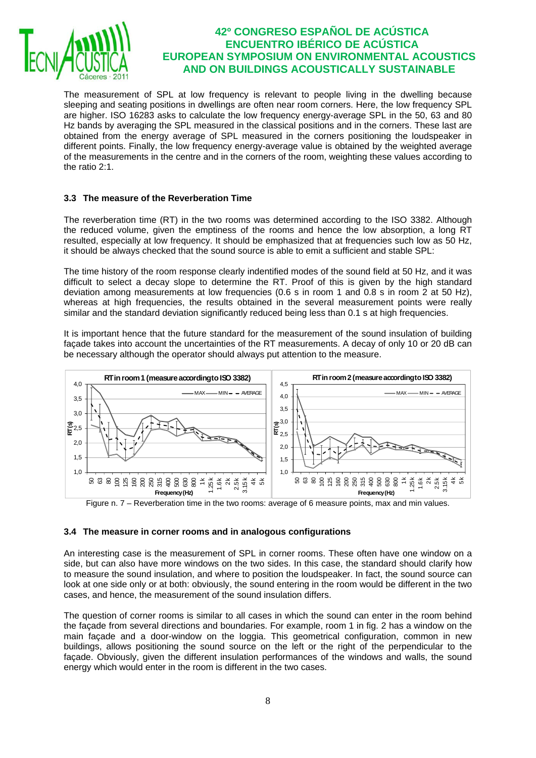The measurement of SPL at low frequency is relevant to people living in the dwelling because sleeping and seating positions in dwellings are often near room corners. Here, the low frequency SPL are higher. ISO 16283 asks to calculate the low frequency energy-average SPL in the 50, 63 and 80 Hz bands by averaging the SPL measured in the classical positions and in the corners. These last are obtained from the energy average of SPL measured in the corners positioning the loudspeaker in different points. Finally, the low frequency energy-average value is obtained by the weighted average of the measurements in the centre and in the corners of the room, weighting these values according to the ratio 2:1.

### 3.3 The measure of the Reverberation Time

The reverberation time (RT) in the two rooms was determined according to the ISO 3382. Although the reduced volume, given the emptiness of the rooms and hence the low absorption, a long RT resulted, especially at low frequency. It should be emphasized that at frequencies such low as 50 Hz, it should be always checked that the sound source is able to emit a sufficient and stable SPL:

The time history of the room response clearly indentified modes of the sound field at 50 Hz, and it was difficult to select a decay slope to determine the RT. Proof of this is given by the high standard deviation among measurements at low frequencies (0.6 s in room 1 and 0.8 s in room 2 at 50 Hz), whereas at high frequencies, the results obtained in the several measurement points were really similar and the standard deviation significantly reduced being less than 0.1 s at high frequencies.

It is important hence that the future standard for the measurement of the sound insulation of building façade takes into account the uncertainties of the RT measurements. A decay of only 10 or 20 dB can be necessary although the operator should always put attention to the measure.

Figure n. 7 – Reverberation time in the two rooms: average of 6 measure points, max and min values.

### 3.4 The measure in corner rooms and in analogous configurations

An interesting case is the measurement of SPL in corner rooms. These often have one window on a side, but can also have more windows on the two sides. In this case, the standard should clarify how to measure the sound insulation, and where to position the loudspeaker. In fact, the sound source can look at one side only or at both: obviously, the sound entering in the room would be different in the two cases, and hence, the measurement of the sound insulation differs.

The question of corner rooms is similar to all cases in which the sound can enter in the room behind the façade from several directions and boundaries. For example, room 1 in fig. 2 has a window on the main façade and a door-window on the loggia. This geometrical configuration, common in new buildings, allows positioning the sound source on the left or the right of the perpendicular to the façade. Obviously, given the different insulation performances of the windows and walls, the sound energy which would enter in the room is different in the two cases.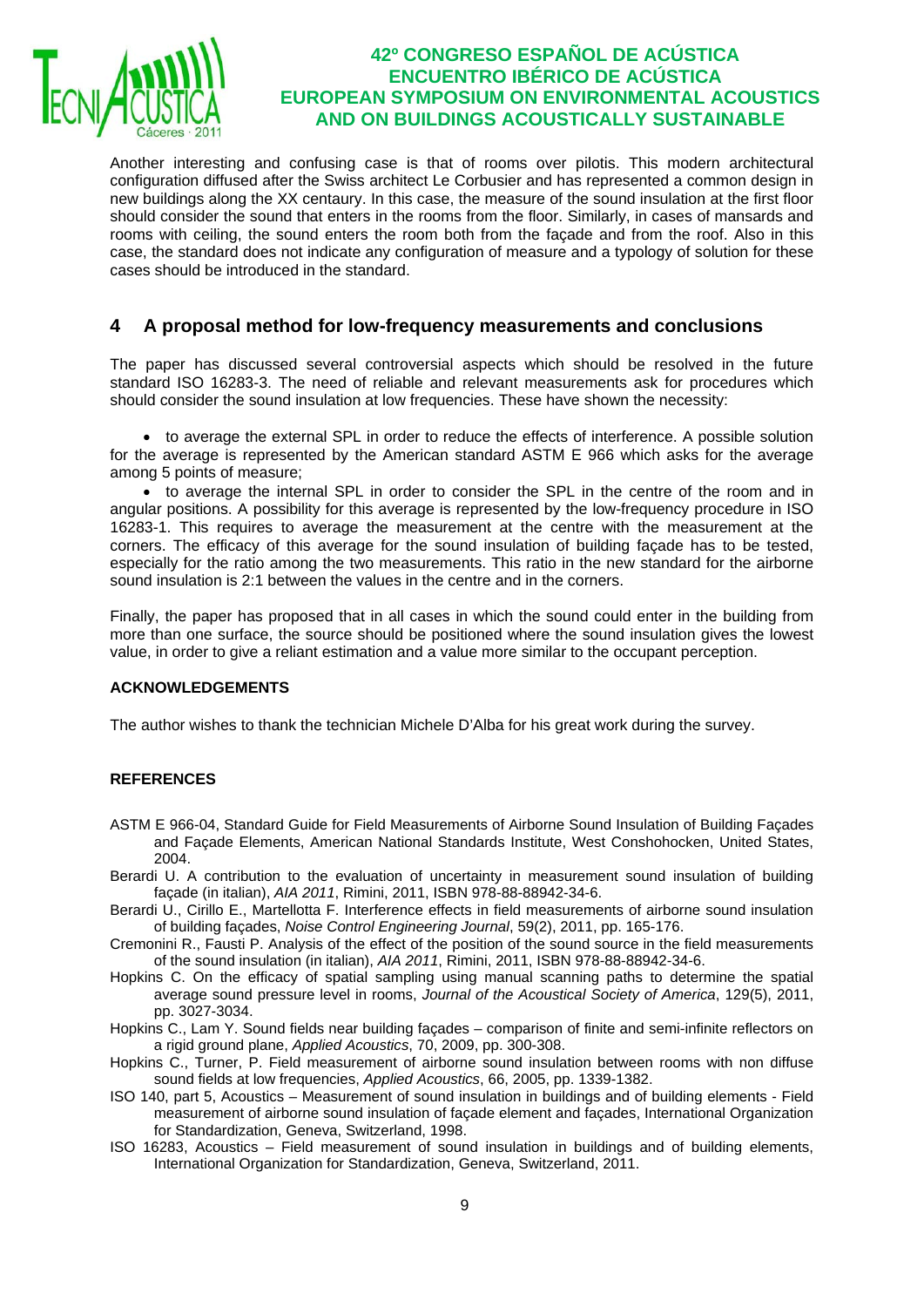Another interesting and confusing case is that of rooms over pilotis. This modern architectural configuration diffused after the Swiss architect Le Corbusier and has represented a common design in new buildings along the XX centaury. In this case, the measure of the sound insulation at the first floor should consider the sound that enters in the rooms from the floor. Similarly, in cases of mansards and rooms with ceiling, the sound enters the room both from the façade and from the roof. Also in this case, the standard does not indicate any configuration of measure and a typology of solution for these cases should be introduced in the standard.

## 4 A proposal method for low-frequency measurements and conclusions

The paper has discussed several controversial aspects which should be resolved in the future standard ISO 16283-3. The need of reliable and relevant measurements ask for procedures which should consider the sound insulation at low frequencies. These have shown the necessity:

- to average the external SPL in order to reduce the effects of interference. A possible solution for the average is represented by the American standard ASTM E 966 which asks for the average among 5 points of measure;
- to average the internal SPL in order to consider the SPL in the centre of the room and in angular positions. A possibility for this average is represented by the low-frequency procedure in ISO 16283-1. This requires to average the measurement at the centre with the measurement at the corners. The efficacy of this average for the sound insulation of building façade has to be tested, especially for the ratio among the two measurements. This ratio in the new standard for the airborne sound insulation is 2:1 between the values in the centre and in the corners.

Finally, the paper has proposed that in all cases in which the sound could enter in the building from more than one surface, the source should be positioned where the sound insulation gives the lowest value, in order to give a reliant estimation and a value more similar to the occupant perception.

**ACKNOWLEDGEMENTS**

The author wishes to thank the technician Michele D'Alba for his great work during the survey.

**REFERENCES**

ASTM E 966-04, Standard Guide for Field Measurements of Airborne Sound Insulation of Building Façades and Façade Elements, American National Standards Institute, West Conshohocken, United States, 2004.

Berardi U. A contribution to the evaluation of uncertainty in measurement sound insulation of building façade (in italian), *AIA 2011*, Rimini, 2011, ISBN 978-88-88942-34-6.

Berardi U., Cirillo E., Martellotta F. Interference effects in field measurements of airborne sound insulation of building façades, *Noise Control Engineering Journal*, 59(2), 2011, pp. 165-176.

Cremonini R., Fausti P. Analysis of the effect of the position of the sound source in the field measurements of the sound insulation (in italian), *AIA 2011*, Rimini, 2011, ISBN 978-88-88942-34-6.

Hopkins C. On the efficacy of spatial sampling using manual scanning paths to determine the spatial average sound pressure level in rooms, *Journal of the Acoustical Society of America*, 129(5), 2011, pp. 3027-3034.

Hopkins C., Lam Y. Sound fields near building façades – comparison of finite and semi-infinite reflectors on a rigid ground plane, *Applied Acoustics*, 70, 2009, pp. 300-308.

Hopkins C., Turner, P. Field measurement of airborne sound insulation between rooms with non diffuse sound fields at low frequencies, *Applied Acoustics*, 66, 2005, pp. 1339-1382.

ISO 140, part 5, Acoustics – Measurement of sound insulation in buildings and of building elements - Field measurement of airborne sound insulation of façade element and façades, International Organization for Standardization, Geneva, Switzerland, 1998.

ISO 16283, Acoustics – Field measurement of sound insulation in buildings and of building elements, International Organization for Standardization, Geneva, Switzerland, 2011.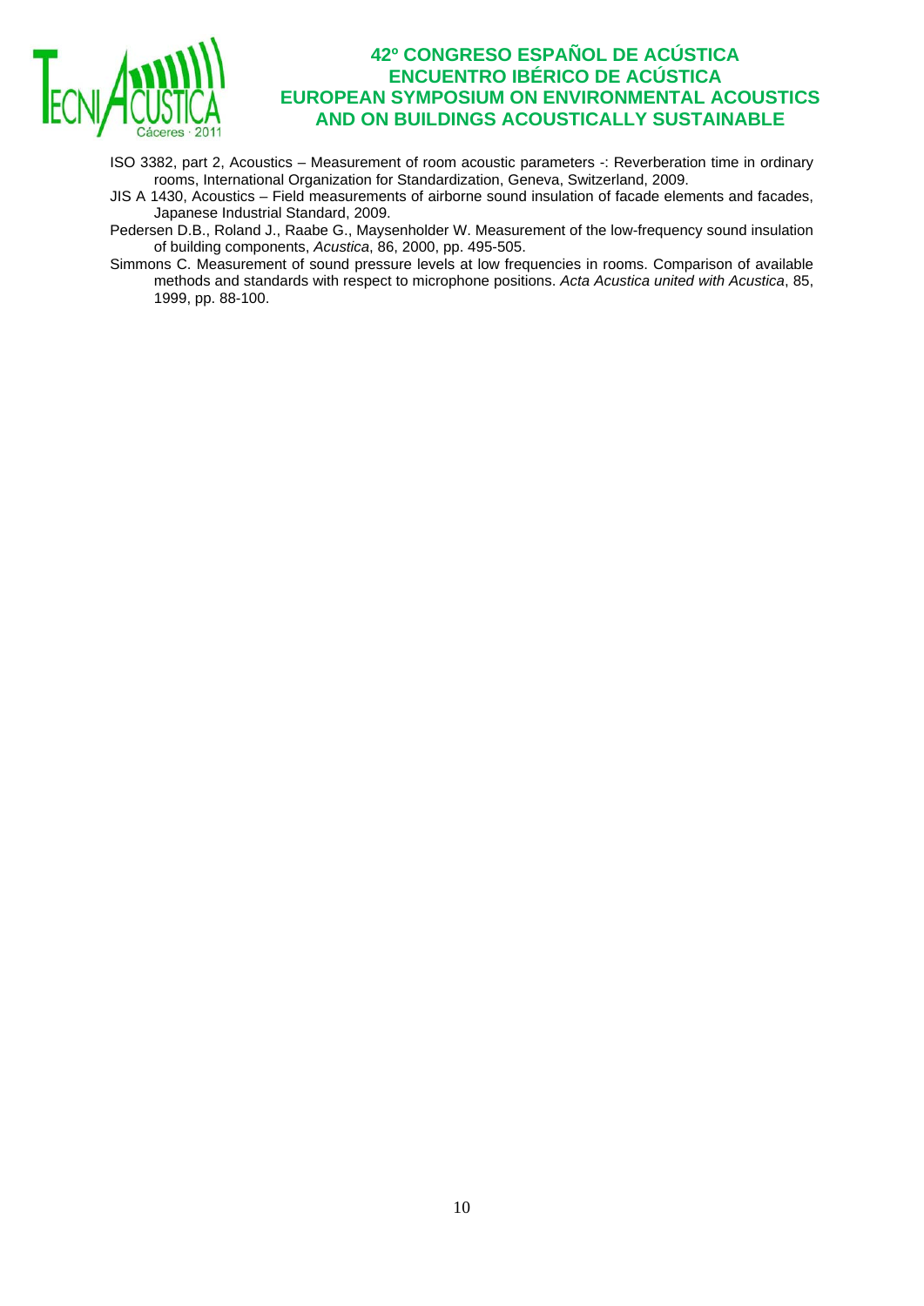ISO 3382, part 2, Acoustics – Measurement of room acoustic parameters -: Reverberation time in ordinary rooms, International Organization for Standardization, Geneva, Switzerland, 2009.

JIS A 1430, Acoustics – Field measurements of airborne sound insulation of facade elements and facades, Japanese Industrial Standard, 2009.

Pedersen D.B., Roland J., Raabe G., Maysenholder W. Measurement of the low-frequency sound insulation of building components, *Acustica*, 86, 2000, pp. 495-505.

Simmons C. Measurement of sound pressure levels at low frequencies in rooms. Comparison of available methods and standards with respect to microphone positions. *Acta Acustica united with Acustica*, 85, 1999, pp. 88-100.